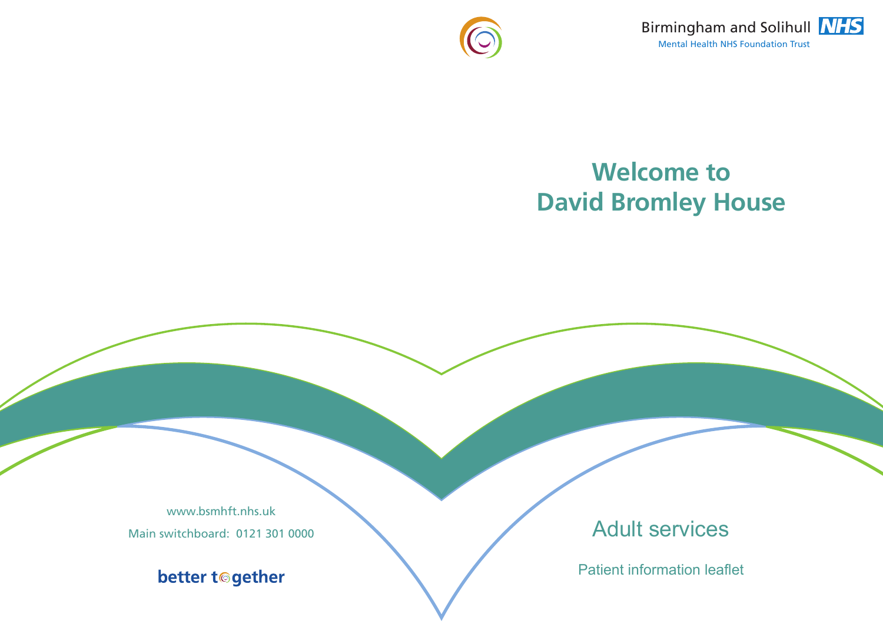Birmingham and Solihull NHS

Mental Health NHS Foundation Trust

# Welcome to David Bromley House

www.bsmhft.nhs.uk

Main switchboard: 0121 301 0000

better together

## Adult services

Patient information leaflet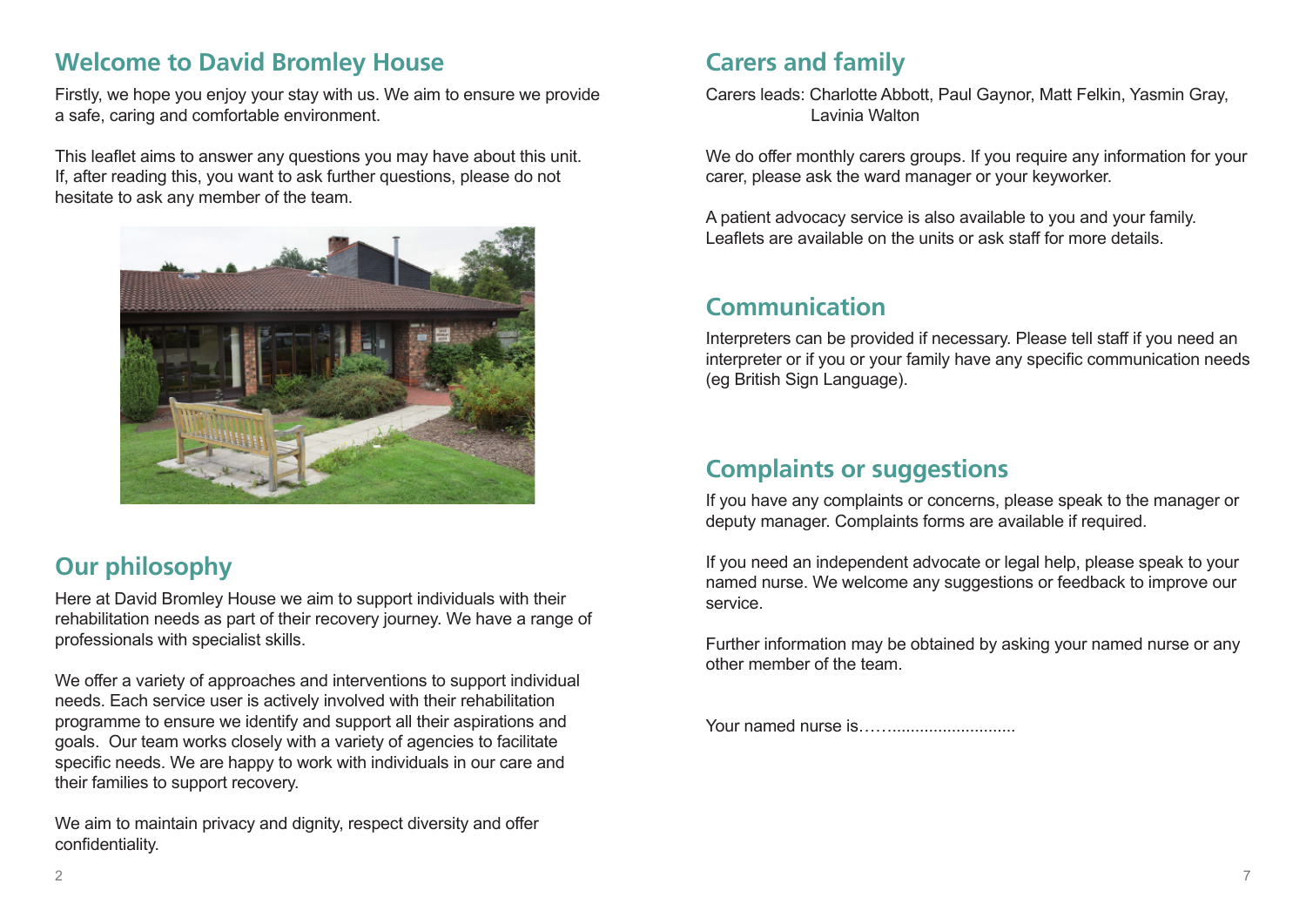## Welcome to David Bromley House

Firstly, we hope you enjoy your stay with us. We aim to ensure we provide a safe, caring and comfortable environment.

This leaflet aims to answer any questions you may have about this unit. If, after reading this, you want to ask further questions, please do not hesitate to ask any member of the team.

## Our philosophy

Here at David Bromley House we aim to support individuals with their rehabilitation needs as part of their recovery journey. We have a range of professionals with specialist skills.

We offer a variety of approaches and interventions to support individual needs. Each service user is actively involved with their rehabilitation programme to ensure we identify and support all their aspirations and goals. Our team works closely with a variety of agencies to facilitate specific needs. We are happy to work with individuals in our care and their families to support recovery.

We aim to maintain privacy and dignity, respect diversity and offer confidentiality.

## Carers and family

Carers leads: Charlotte Abbott, Paul Gaynor, Matt Felkin, Yasmin Gray, Lavinia Walton

We do offer monthly carers groups. If you require any information for your carer, please ask the ward manager or your keyworker.

A patient advocacy service is also available to you and your family. Leaflets are available on the units or ask staff for more details.

## Communication

Interpreters can be provided if necessary. Please tell staff if you need an interpreter or if you or your family have any specific communication needs (eg British Sign Language).

## Complaints or suggestions

If you have any complaints or concerns, please speak to the manager or deputy manager. Complaints forms are available if required.

If you need an independent advocate or legal help, please speak to your named nurse. We welcome any suggestions or feedback to improve our service.

Further information may be obtained by asking your named nurse or any other member of the team.

Your named nurse is……............................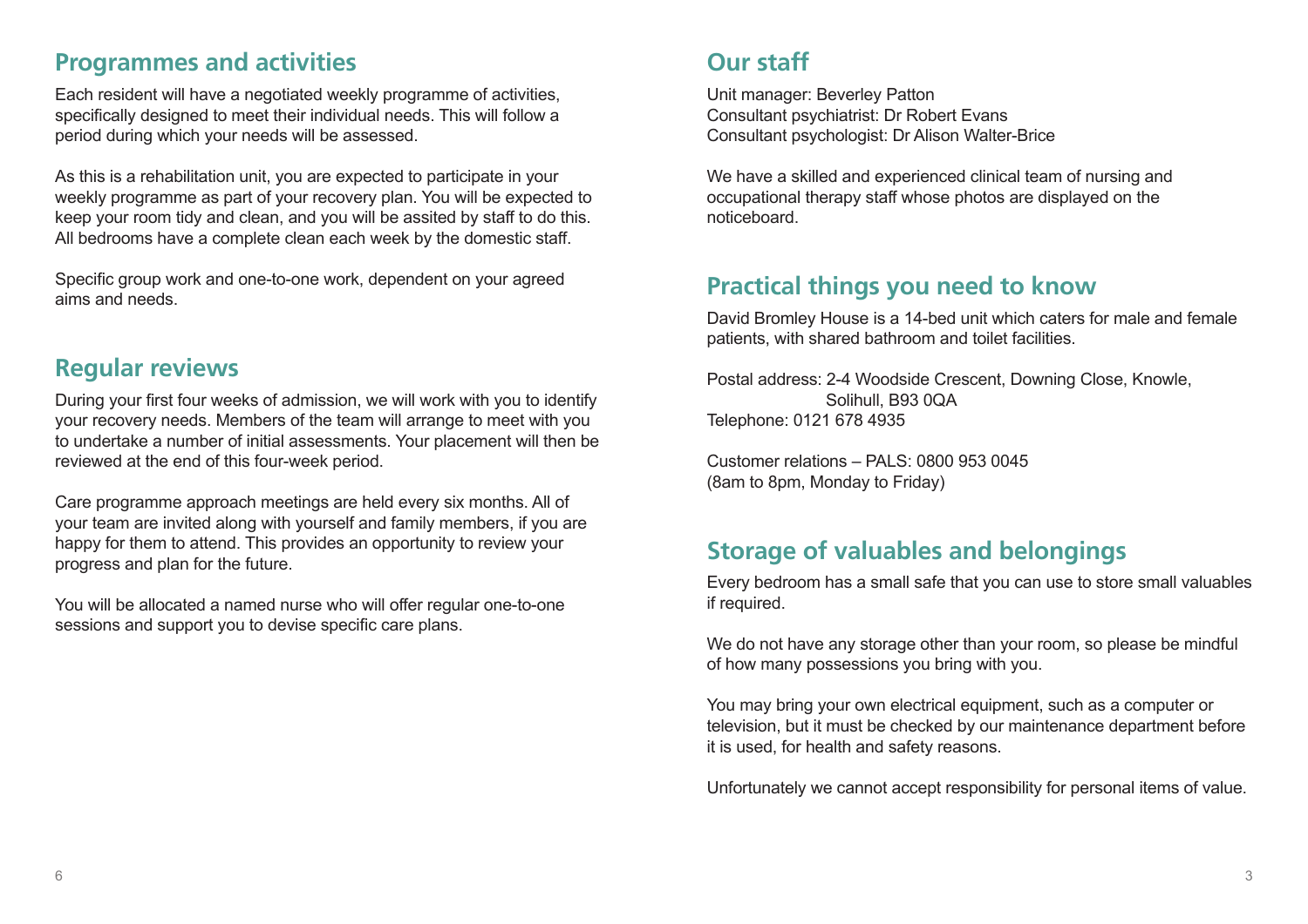## Programmes and activities

Each resident will have a negotiated weekly programme of activities, specifically designed to meet their individual needs. This will follow a period during which your needs will be assessed.

As this is a rehabilitation unit, you are expected to participate in your weekly programme as part of your recovery plan. You will be expected to keep your room tidy and clean, and you will be assited by staff to do this. All bedrooms have a complete clean each week by the domestic staff.

Specific group work and one-to-one work, dependent on your agreed aims and needs.

## Regular reviews

During your first four weeks of admission, we will work with you to identify your recovery needs. Members of the team will arrange to meet with you to undertake a number of initial assessments. Your placement will then be reviewed at the end of this four-week period.

Care programme approach meetings are held every six months. All of your team are invited along with yourself and family members, if you are happy for them to attend. This provides an opportunity to review your progress and plan for the future.

You will be allocated a named nurse who will offer regular one-to-one sessions and support you to devise specific care plans.

## Our staff

Unit manager: Beverley Patton
Consultant psychiatrist: Dr Robert Evans
Consultant psychologist: Dr Alison Walter-Brice

We have a skilled and experienced clinical team of nursing and occupational therapy staff whose photos are displayed on the noticeboard.

## Practical things you need to know

David Bromley House is a 14-bed unit which caters for male and female patients, with shared bathroom and toilet facilities.

Postal address: 2-4 Woodside Crescent, Downing Close, Knowle, Solihull, B93 0QA
Telephone: 0121 678 4935

Customer relations – PALS: 0800 953 0045
(8am to 8pm, Monday to Friday)

## Storage of valuables and belongings

Every bedroom has a small safe that you can use to store small valuables if required.

We do not have any storage other than your room, so please be mindful of how many possessions you bring with you.

You may bring your own electrical equipment, such as a computer or television, but it must be checked by our maintenance department before it is used, for health and safety reasons.

Unfortunately we cannot accept responsibility for personal items of value.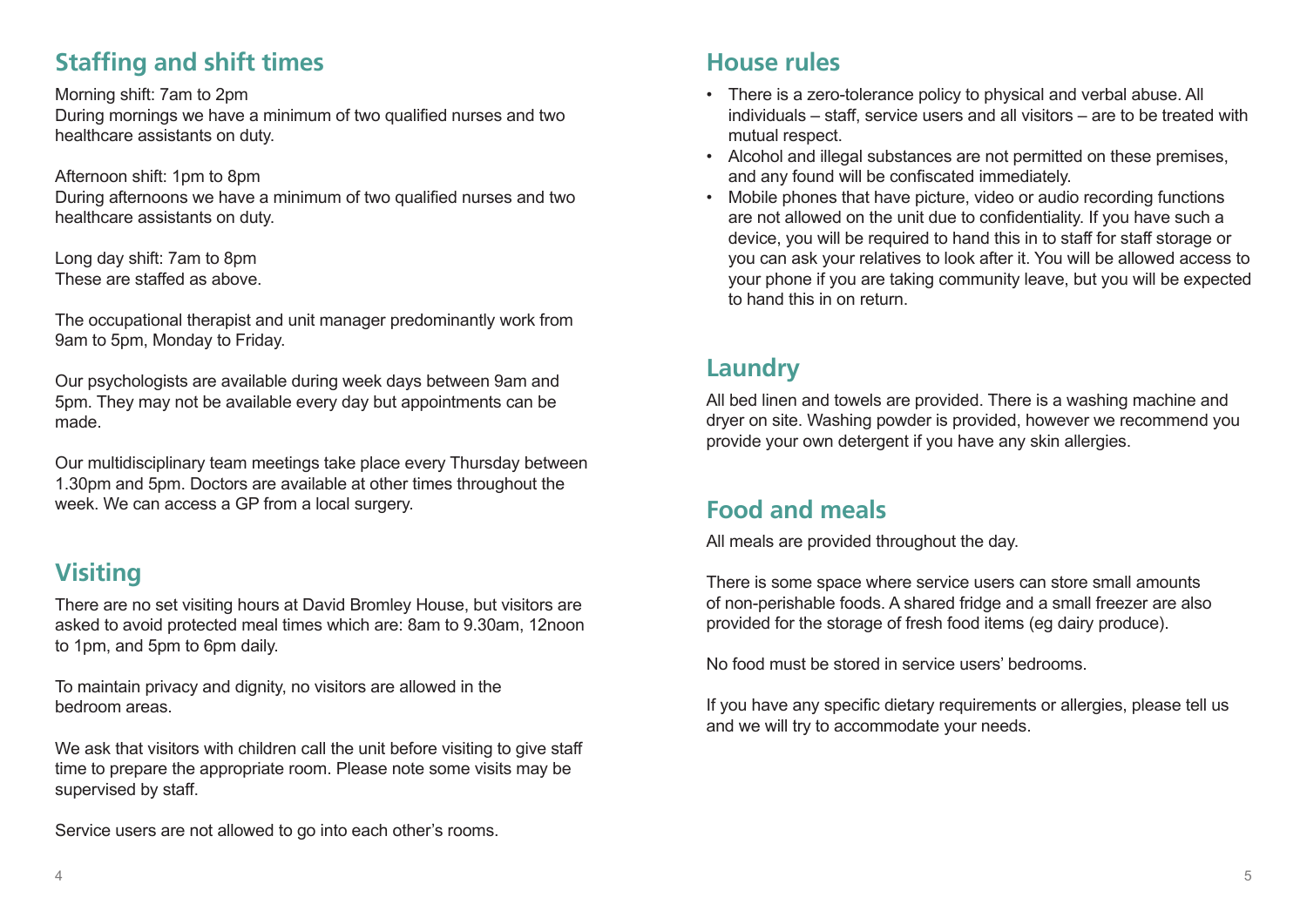## Staffing and shift times

Morning shift: 7am to 2pm
During mornings we have a minimum of two qualified nurses and two healthcare assistants on duty.

Afternoon shift: 1pm to 8pm
During afternoons we have a minimum of two qualified nurses and two healthcare assistants on duty.

Long day shift: 7am to 8pm
These are staffed as above.

The occupational therapist and unit manager predominantly work from 9am to 5pm, Monday to Friday.

Our psychologists are available during week days between 9am and 5pm. They may not be available every day but appointments can be made.

Our multidisciplinary team meetings take place every Thursday between 1.30pm and 5pm. Doctors are available at other times throughout the week. We can access a GP from a local surgery.

## Visiting

There are no set visiting hours at David Bromley House, but visitors are asked to avoid protected meal times which are: 8am to 9.30am, 12noon to 1pm, and 5pm to 6pm daily.

To maintain privacy and dignity, no visitors are allowed in the bedroom areas.

We ask that visitors with children call the unit before visiting to give staff time to prepare the appropriate room. Please note some visits may be supervised by staff.

Service users are not allowed to go into each other's rooms.

## House rules

- There is a zero-tolerance policy to physical and verbal abuse. All individuals – staff, service users and all visitors – are to be treated with mutual respect.
- Alcohol and illegal substances are not permitted on these premises, and any found will be confiscated immediately.
- Mobile phones that have picture, video or audio recording functions are not allowed on the unit due to confidentiality. If you have such a device, you will be required to hand this in to staff for staff storage or you can ask your relatives to look after it. You will be allowed access to your phone if you are taking community leave, but you will be expected to hand this in on return.

## Laundry

All bed linen and towels are provided. There is a washing machine and dryer on site. Washing powder is provided, however we recommend you provide your own detergent if you have any skin allergies.

## Food and meals

All meals are provided throughout the day.

There is some space where service users can store small amounts of non-perishable foods. A shared fridge and a small freezer are also provided for the storage of fresh food items (eg dairy produce).

No food must be stored in service users' bedrooms.

If you have any specific dietary requirements or allergies, please tell us and we will try to accommodate your needs.